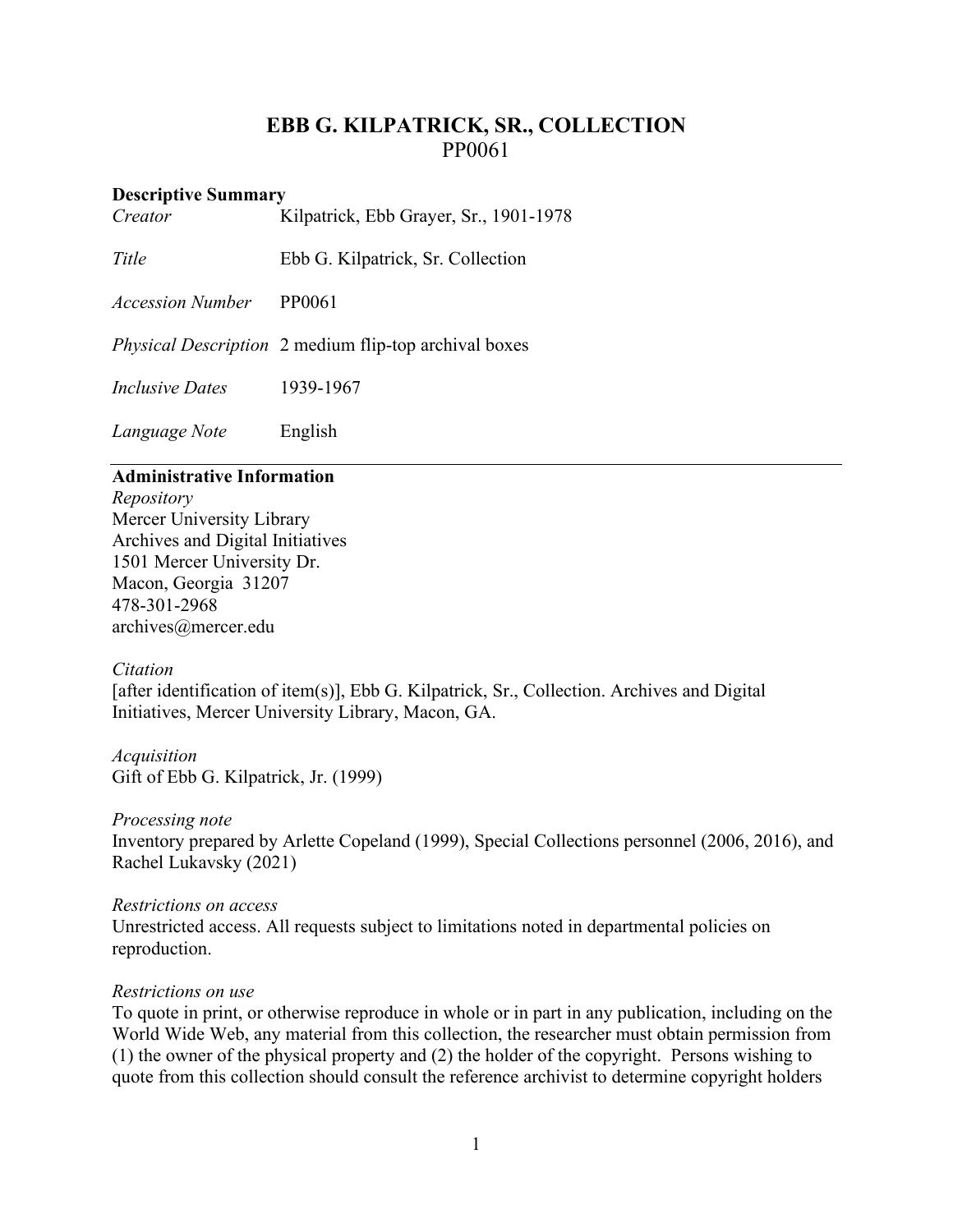# EBB G. KILPATRICK, SR., COLLECTION
PP0061

**Descriptive Summary**

| | |
|---|---|
| *Creator* | Kilpatrick, Ebb Grayer, Sr., 1901-1978 |
| *Title* | Ebb G. Kilpatrick, Sr. Collection |
| *Accession Number* | PP0061 |
| *Physical Description* | 2 medium flip-top archival boxes |
| *Inclusive Dates* | 1939-1967 |
| *Language Note* | English |

---

**Administrative Information**

*Repository*
Mercer University Library
Archives and Digital Initiatives
1501 Mercer University Dr.
Macon, Georgia 31207
478-301-2968
archives@mercer.edu

*Citation*
[after identification of item(s)], Ebb G. Kilpatrick, Sr., Collection. Archives and Digital Initiatives, Mercer University Library, Macon, GA.

*Acquisition*
Gift of Ebb G. Kilpatrick, Jr. (1999)

*Processing note*
Inventory prepared by Arlette Copeland (1999), Special Collections personnel (2006, 2016), and Rachel Lukavsky (2021)

*Restrictions on access*
Unrestricted access. All requests subject to limitations noted in departmental policies on reproduction.

*Restrictions on use*
To quote in print, or otherwise reproduce in whole or in part in any publication, including on the World Wide Web, any material from this collection, the researcher must obtain permission from (1) the owner of the physical property and (2) the holder of the copyright. Persons wishing to quote from this collection should consult the reference archivist to determine copyright holders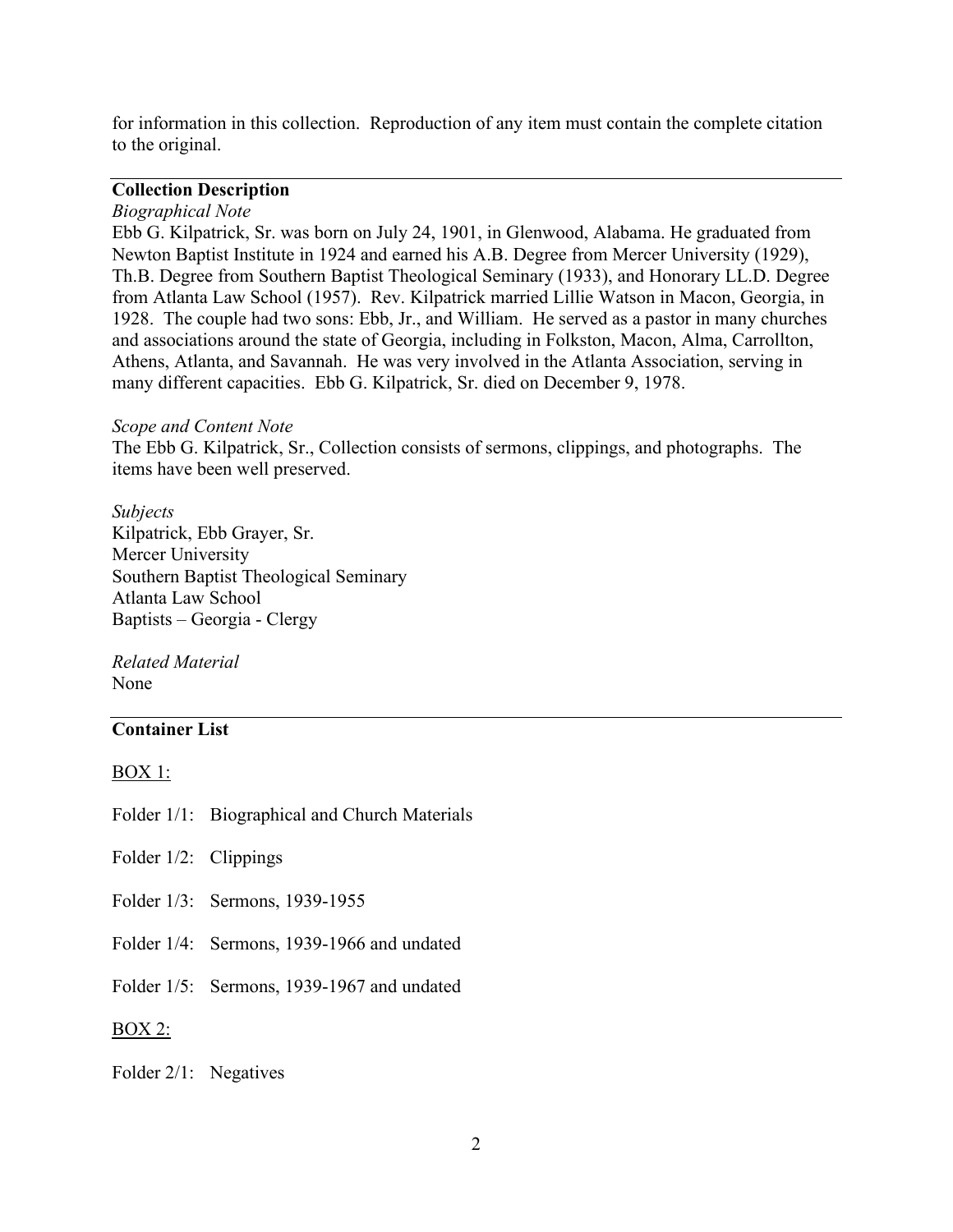for information in this collection. Reproduction of any item must contain the complete citation to the original.

## Collection Description

*Biographical Note*

Ebb G. Kilpatrick, Sr. was born on July 24, 1901, in Glenwood, Alabama. He graduated from Newton Baptist Institute in 1924 and earned his A.B. Degree from Mercer University (1929), Th.B. Degree from Southern Baptist Theological Seminary (1933), and Honorary LL.D. Degree from Atlanta Law School (1957). Rev. Kilpatrick married Lillie Watson in Macon, Georgia, in 1928. The couple had two sons: Ebb, Jr., and William. He served as a pastor in many churches and associations around the state of Georgia, including in Folkston, Macon, Alma, Carrollton, Athens, Atlanta, and Savannah. He was very involved in the Atlanta Association, serving in many different capacities. Ebb G. Kilpatrick, Sr. died on December 9, 1978.

*Scope and Content Note*

The Ebb G. Kilpatrick, Sr., Collection consists of sermons, clippings, and photographs. The items have been well preserved.

*Subjects*

Kilpatrick, Ebb Grayer, Sr.
Mercer University
Southern Baptist Theological Seminary
Atlanta Law School
Baptists – Georgia - Clergy

*Related Material*

None

## Container List

BOX 1:

Folder 1/1: Biographical and Church Materials

Folder 1/2: Clippings

Folder 1/3: Sermons, 1939-1955

Folder 1/4: Sermons, 1939-1966 and undated

Folder 1/5: Sermons, 1939-1967 and undated

BOX 2:

Folder 2/1: Negatives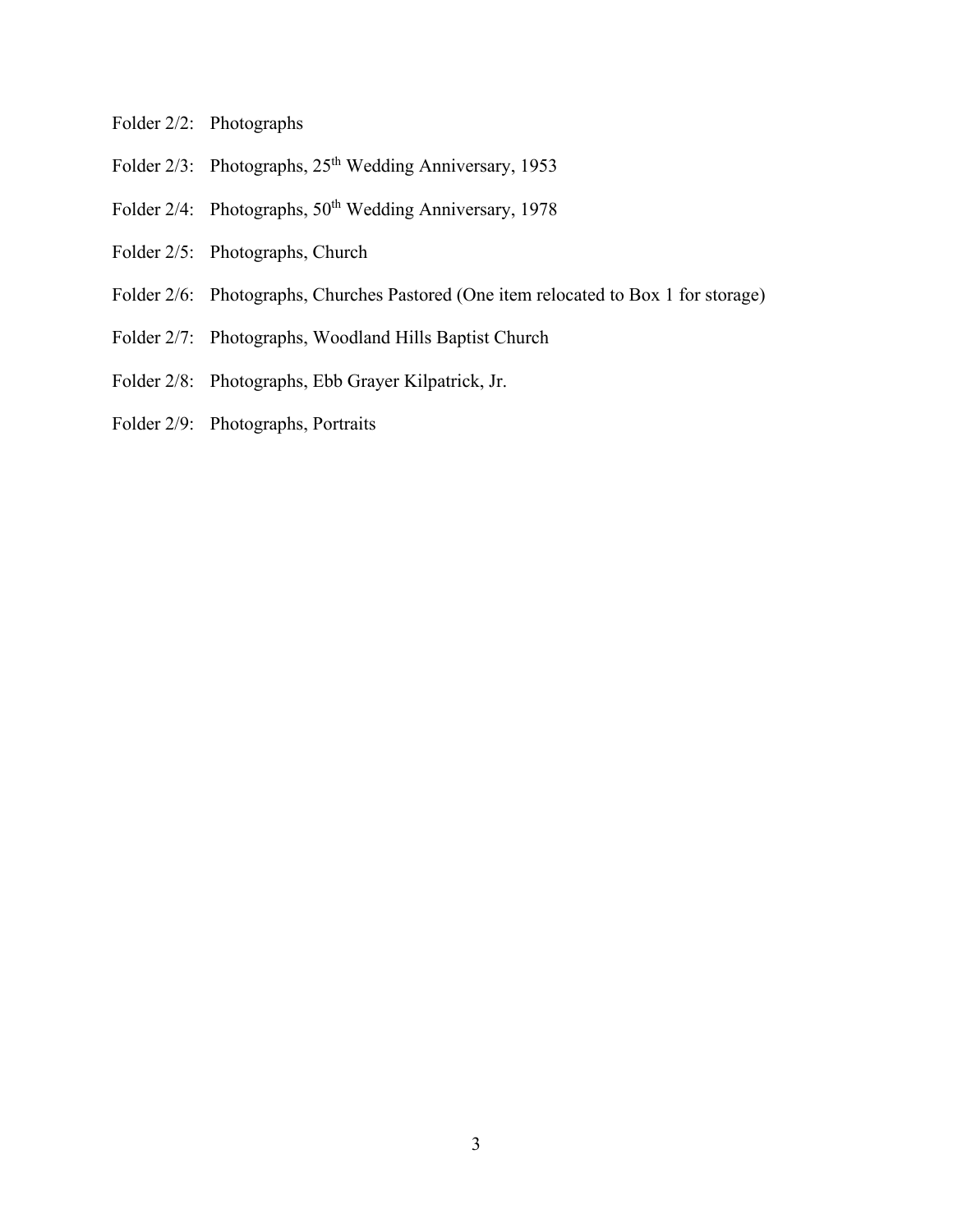Folder 2/2: Photographs

Folder 2/3: Photographs, 25th Wedding Anniversary, 1953

Folder 2/4: Photographs, 50th Wedding Anniversary, 1978

Folder 2/5: Photographs, Church

Folder 2/6: Photographs, Churches Pastored (One item relocated to Box 1 for storage)

Folder 2/7: Photographs, Woodland Hills Baptist Church

Folder 2/8: Photographs, Ebb Grayer Kilpatrick, Jr.

Folder 2/9: Photographs, Portraits